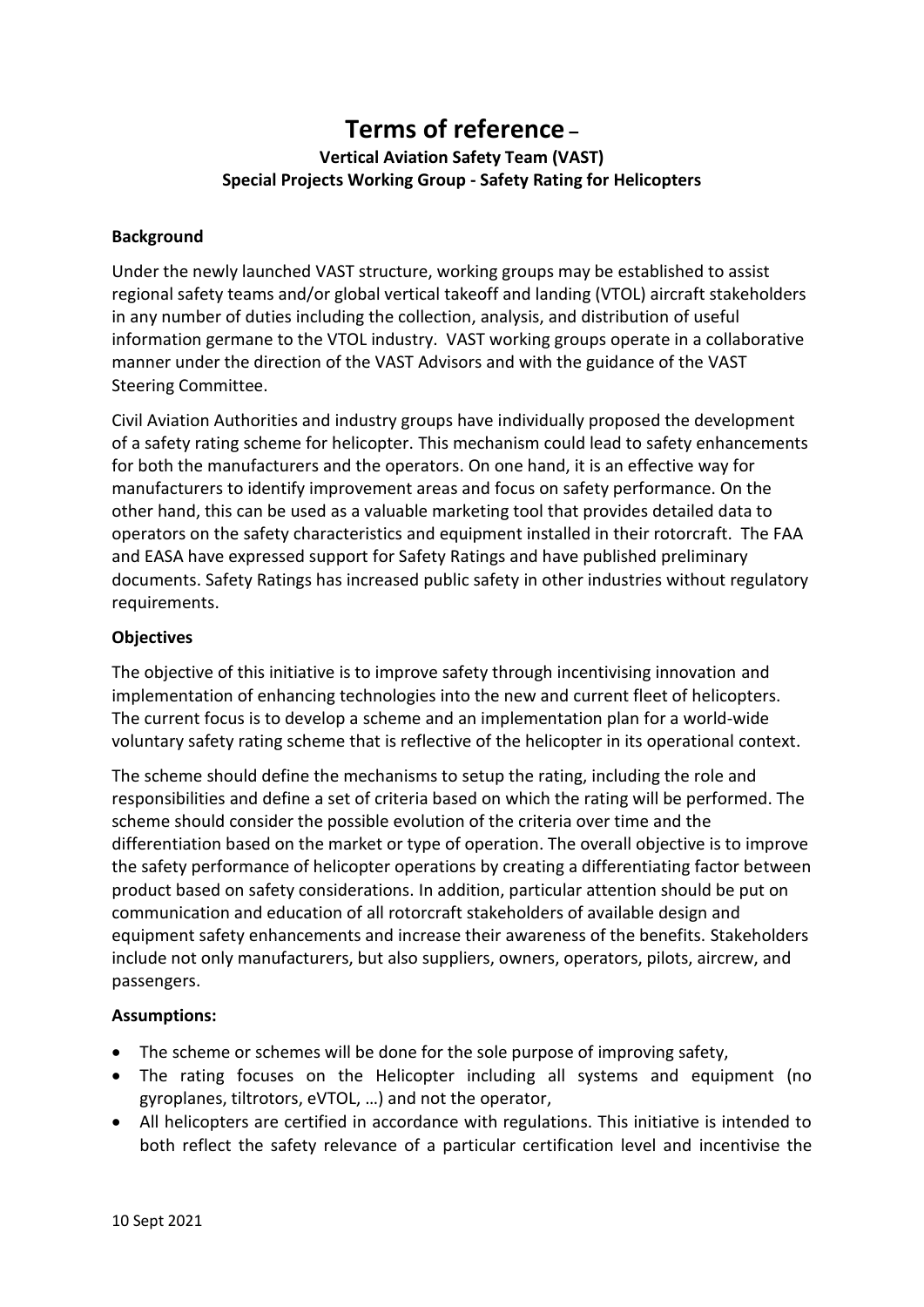# Terms of reference –

**Vertical Aviation Safety Team (VAST)**
**Special Projects Working Group - Safety Rating for Helicopters**

**Background**

Under the newly launched VAST structure, working groups may be established to assist regional safety teams and/or global vertical takeoff and landing (VTOL) aircraft stakeholders in any number of duties including the collection, analysis, and distribution of useful information germane to the VTOL industry. VAST working groups operate in a collaborative manner under the direction of the VAST Advisors and with the guidance of the VAST Steering Committee.

Civil Aviation Authorities and industry groups have individually proposed the development of a safety rating scheme for helicopter. This mechanism could lead to safety enhancements for both the manufacturers and the operators. On one hand, it is an effective way for manufacturers to identify improvement areas and focus on safety performance. On the other hand, this can be used as a valuable marketing tool that provides detailed data to operators on the safety characteristics and equipment installed in their rotorcraft. The FAA and EASA have expressed support for Safety Ratings and have published preliminary documents. Safety Ratings has increased public safety in other industries without regulatory requirements.

**Objectives**

The objective of this initiative is to improve safety through incentivising innovation and implementation of enhancing technologies into the new and current fleet of helicopters. The current focus is to develop a scheme and an implementation plan for a world-wide voluntary safety rating scheme that is reflective of the helicopter in its operational context.

The scheme should define the mechanisms to setup the rating, including the role and responsibilities and define a set of criteria based on which the rating will be performed. The scheme should consider the possible evolution of the criteria over time and the differentiation based on the market or type of operation. The overall objective is to improve the safety performance of helicopter operations by creating a differentiating factor between product based on safety considerations. In addition, particular attention should be put on communication and education of all rotorcraft stakeholders of available design and equipment safety enhancements and increase their awareness of the benefits. Stakeholders include not only manufacturers, but also suppliers, owners, operators, pilots, aircrew, and passengers.

**Assumptions:**

- The scheme or schemes will be done for the sole purpose of improving safety,
- The rating focuses on the Helicopter including all systems and equipment (no gyroplanes, tiltrotors, eVTOL, …) and not the operator,
- All helicopters are certified in accordance with regulations. This initiative is intended to both reflect the safety relevance of a particular certification level and incentivise the

10 Sept 2021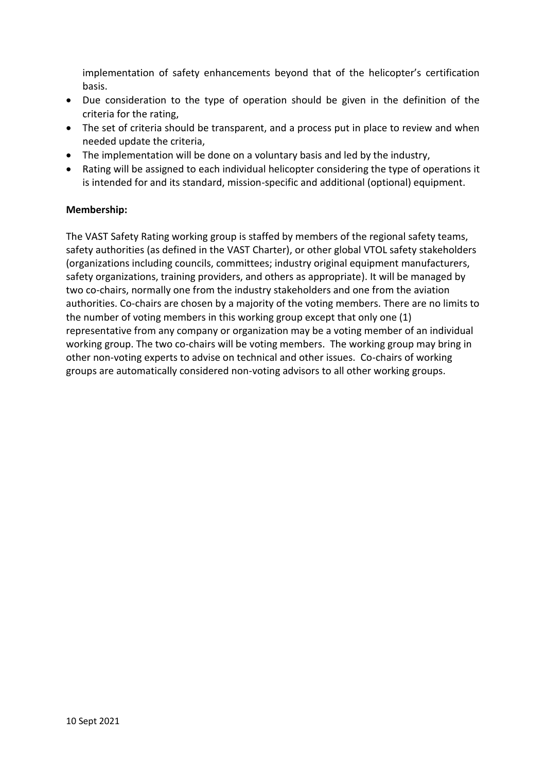implementation of safety enhancements beyond that of the helicopter's certification basis.

- Due consideration to the type of operation should be given in the definition of the criteria for the rating,
- The set of criteria should be transparent, and a process put in place to review and when needed update the criteria,
- The implementation will be done on a voluntary basis and led by the industry,
- Rating will be assigned to each individual helicopter considering the type of operations it is intended for and its standard, mission-specific and additional (optional) equipment.

**Membership:**

The VAST Safety Rating working group is staffed by members of the regional safety teams, safety authorities (as defined in the VAST Charter), or other global VTOL safety stakeholders (organizations including councils, committees; industry original equipment manufacturers, safety organizations, training providers, and others as appropriate). It will be managed by two co-chairs, normally one from the industry stakeholders and one from the aviation authorities. Co-chairs are chosen by a majority of the voting members. There are no limits to the number of voting members in this working group except that only one (1) representative from any company or organization may be a voting member of an individual working group. The two co-chairs will be voting members. The working group may bring in other non-voting experts to advise on technical and other issues. Co-chairs of working groups are automatically considered non-voting advisors to all other working groups.

10 Sept 2021